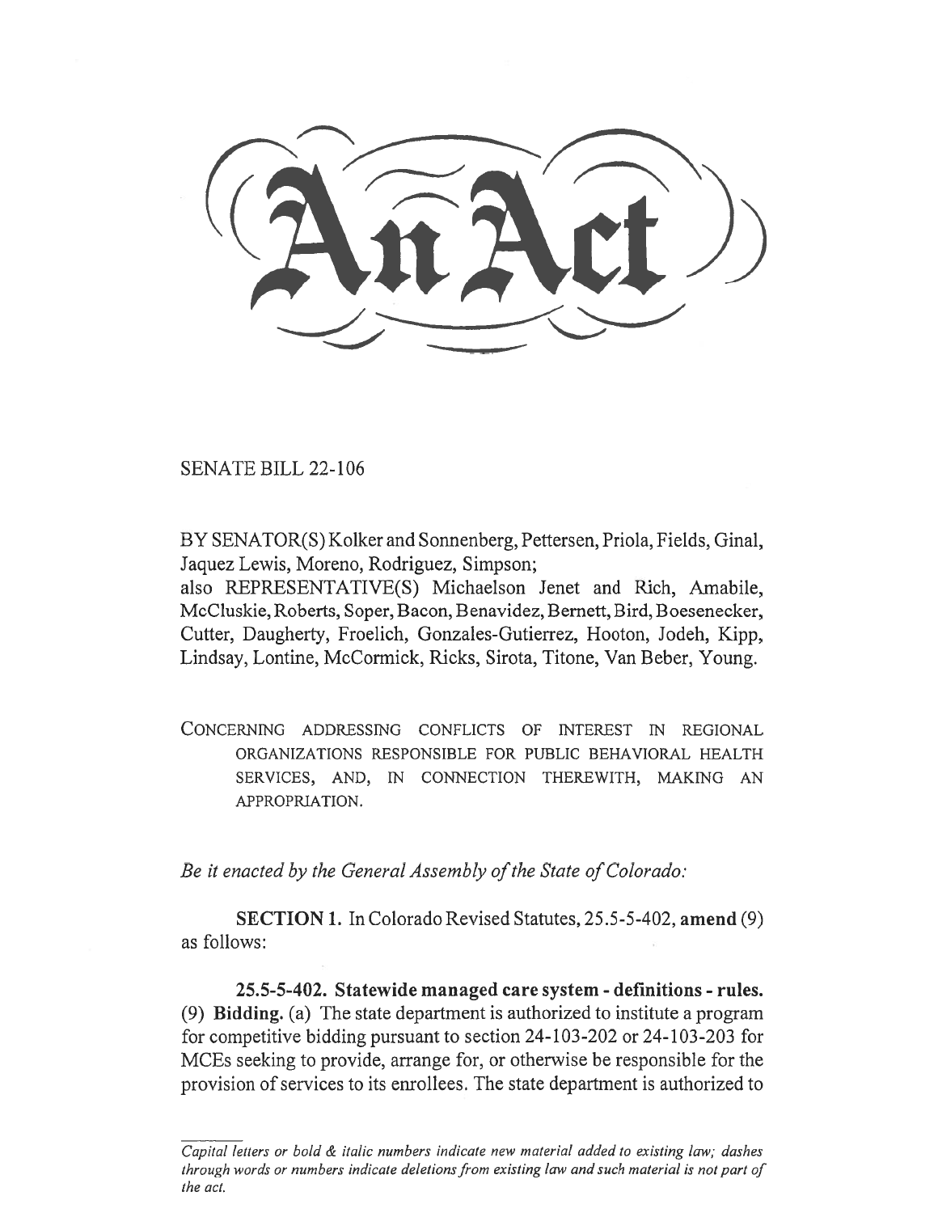# An Act

SENATE BILL 22-106

BY SENATOR(S) Kolker and Sonnenberg, Pettersen, Priola, Fields, Ginal, Jaquez Lewis, Moreno, Rodriguez, Simpson;
also REPRESENTATIVE(S) Michaelson Jenet and Rich, Amabile, McCluskie, Roberts, Soper, Bacon, Benavidez, Bernett, Bird, Boesenecker, Cutter, Daugherty, Froelich, Gonzales-Gutierrez, Hooton, Jodeh, Kipp, Lindsay, Lontine, McCormick, Ricks, Sirota, Titone, Van Beber, Young.

CONCERNING ADDRESSING CONFLICTS OF INTEREST IN REGIONAL ORGANIZATIONS RESPONSIBLE FOR PUBLIC BEHAVIORAL HEALTH SERVICES, AND, IN CONNECTION THEREWITH, MAKING AN APPROPRIATION.

*Be it enacted by the General Assembly of the State of Colorado:*

**SECTION 1.** In Colorado Revised Statutes, 25.5-5-402, **amend** (9) as follows:

**25.5-5-402. Statewide managed care system - definitions - rules.** (9) **Bidding.** (a) The state department is authorized to institute a program for competitive bidding pursuant to section 24-103-202 or 24-103-203 for MCEs seeking to provide, arrange for, or otherwise be responsible for the provision of services to its enrollees. The state department is authorized to

*Capital letters or bold & italic numbers indicate new material added to existing law; dashes through words or numbers indicate deletions from existing law and such material is not part of the act.*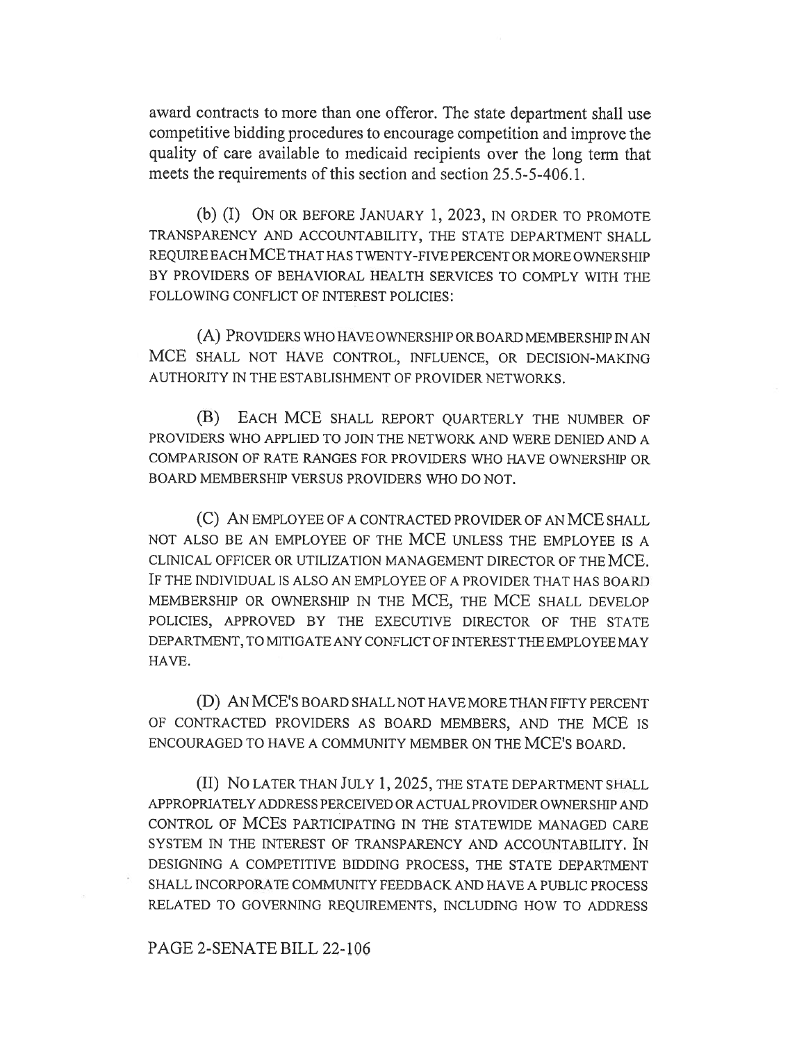award contracts to more than one offeror. The state department shall use competitive bidding procedures to encourage competition and improve the quality of care available to medicaid recipients over the long term that meets the requirements of this section and section 25.5-5-406.1.

(b) (I) ON OR BEFORE JANUARY 1, 2023, IN ORDER TO PROMOTE TRANSPARENCY AND ACCOUNTABILITY, THE STATE DEPARTMENT SHALL REQUIRE EACH MCE THAT HAS TWENTY-FIVE PERCENT OR MORE OWNERSHIP BY PROVIDERS OF BEHAVIORAL HEALTH SERVICES TO COMPLY WITH THE FOLLOWING CONFLICT OF INTEREST POLICIES:

(A) PROVIDERS WHO HAVE OWNERSHIP OR BOARD MEMBERSHIP IN AN MCE SHALL NOT HAVE CONTROL, INFLUENCE, OR DECISION-MAKING AUTHORITY IN THE ESTABLISHMENT OF PROVIDER NETWORKS.

(B) EACH MCE SHALL REPORT QUARTERLY THE NUMBER OF PROVIDERS WHO APPLIED TO JOIN THE NETWORK AND WERE DENIED AND A COMPARISON OF RATE RANGES FOR PROVIDERS WHO HAVE OWNERSHIP OR BOARD MEMBERSHIP VERSUS PROVIDERS WHO DO NOT.

(C) AN EMPLOYEE OF A CONTRACTED PROVIDER OF AN MCE SHALL NOT ALSO BE AN EMPLOYEE OF THE MCE UNLESS THE EMPLOYEE IS A CLINICAL OFFICER OR UTILIZATION MANAGEMENT DIRECTOR OF THE MCE. IF THE INDIVIDUAL IS ALSO AN EMPLOYEE OF A PROVIDER THAT HAS BOARD MEMBERSHIP OR OWNERSHIP IN THE MCE, THE MCE SHALL DEVELOP POLICIES, APPROVED BY THE EXECUTIVE DIRECTOR OF THE STATE DEPARTMENT, TO MITIGATE ANY CONFLICT OF INTEREST THE EMPLOYEE MAY HAVE.

(D) AN MCE'S BOARD SHALL NOT HAVE MORE THAN FIFTY PERCENT OF CONTRACTED PROVIDERS AS BOARD MEMBERS, AND THE MCE IS ENCOURAGED TO HAVE A COMMUNITY MEMBER ON THE MCE'S BOARD.

(II) NO LATER THAN JULY 1, 2025, THE STATE DEPARTMENT SHALL APPROPRIATELY ADDRESS PERCEIVED OR ACTUAL PROVIDER OWNERSHIP AND CONTROL OF MCEs PARTICIPATING IN THE STATEWIDE MANAGED CARE SYSTEM IN THE INTEREST OF TRANSPARENCY AND ACCOUNTABILITY. IN DESIGNING A COMPETITIVE BIDDING PROCESS, THE STATE DEPARTMENT SHALL INCORPORATE COMMUNITY FEEDBACK AND HAVE A PUBLIC PROCESS RELATED TO GOVERNING REQUIREMENTS, INCLUDING HOW TO ADDRESS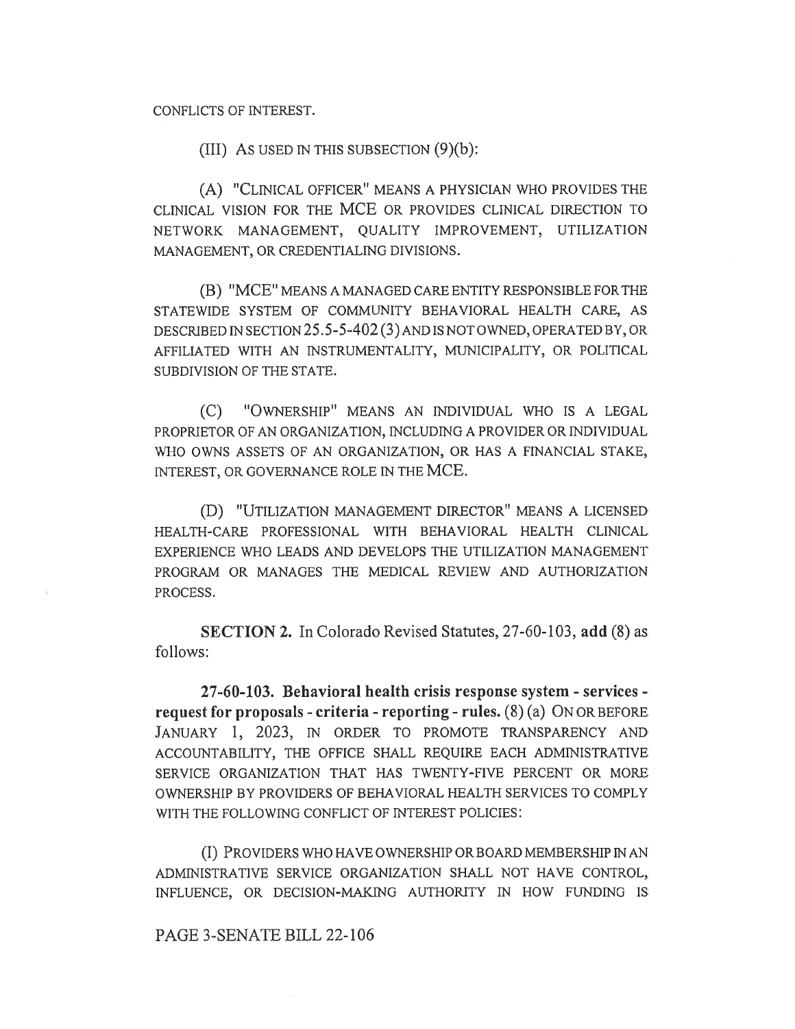CONFLICTS OF INTEREST.

(III) AS USED IN THIS SUBSECTION (9)(b):

(A) "CLINICAL OFFICER" MEANS A PHYSICIAN WHO PROVIDES THE CLINICAL VISION FOR THE MCE OR PROVIDES CLINICAL DIRECTION TO NETWORK MANAGEMENT, QUALITY IMPROVEMENT, UTILIZATION MANAGEMENT, OR CREDENTIALING DIVISIONS.

(B) "MCE" MEANS A MANAGED CARE ENTITY RESPONSIBLE FOR THE STATEWIDE SYSTEM OF COMMUNITY BEHAVIORAL HEALTH CARE, AS DESCRIBED IN SECTION 25.5-5-402 (3) AND IS NOT OWNED, OPERATED BY, OR AFFILIATED WITH AN INSTRUMENTALITY, MUNICIPALITY, OR POLITICAL SUBDIVISION OF THE STATE.

(C) "OWNERSHIP" MEANS AN INDIVIDUAL WHO IS A LEGAL PROPRIETOR OF AN ORGANIZATION, INCLUDING A PROVIDER OR INDIVIDUAL WHO OWNS ASSETS OF AN ORGANIZATION, OR HAS A FINANCIAL STAKE, INTEREST, OR GOVERNANCE ROLE IN THE MCE.

(D) "UTILIZATION MANAGEMENT DIRECTOR" MEANS A LICENSED HEALTH-CARE PROFESSIONAL WITH BEHAVIORAL HEALTH CLINICAL EXPERIENCE WHO LEADS AND DEVELOPS THE UTILIZATION MANAGEMENT PROGRAM OR MANAGES THE MEDICAL REVIEW AND AUTHORIZATION PROCESS.

**SECTION 2.** In Colorado Revised Statutes, 27-60-103, **add** (8) as follows:

**27-60-103. Behavioral health crisis response system - services - request for proposals - criteria - reporting - rules.** (8) (a) ON OR BEFORE JANUARY 1, 2023, IN ORDER TO PROMOTE TRANSPARENCY AND ACCOUNTABILITY, THE OFFICE SHALL REQUIRE EACH ADMINISTRATIVE SERVICE ORGANIZATION THAT HAS TWENTY-FIVE PERCENT OR MORE OWNERSHIP BY PROVIDERS OF BEHAVIORAL HEALTH SERVICES TO COMPLY WITH THE FOLLOWING CONFLICT OF INTEREST POLICIES:

(I) PROVIDERS WHO HAVE OWNERSHIP OR BOARD MEMBERSHIP IN AN ADMINISTRATIVE SERVICE ORGANIZATION SHALL NOT HAVE CONTROL, INFLUENCE, OR DECISION-MAKING AUTHORITY IN HOW FUNDING IS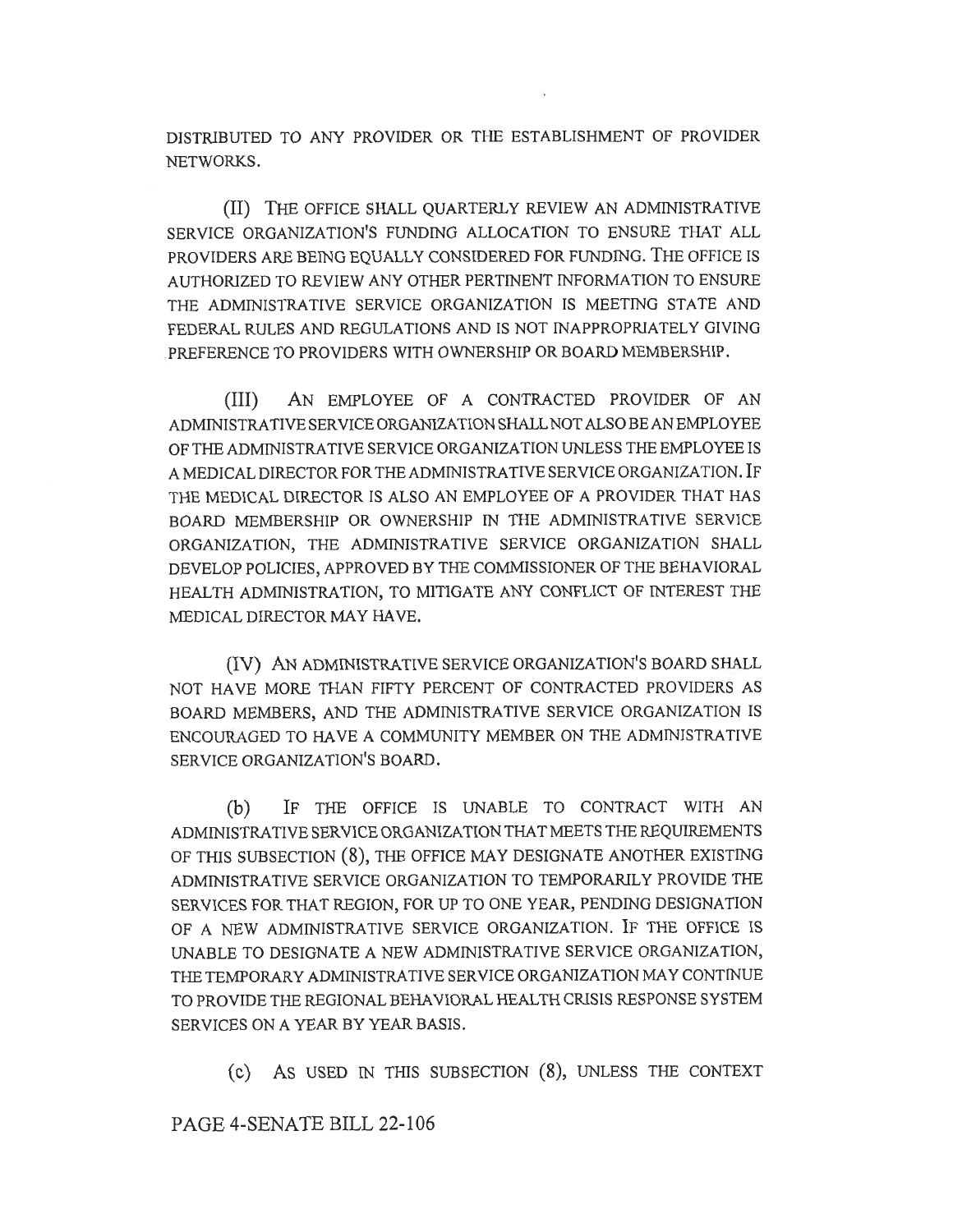DISTRIBUTED TO ANY PROVIDER OR THE ESTABLISHMENT OF PROVIDER NETWORKS.

(II) THE OFFICE SHALL QUARTERLY REVIEW AN ADMINISTRATIVE SERVICE ORGANIZATION'S FUNDING ALLOCATION TO ENSURE THAT ALL PROVIDERS ARE BEING EQUALLY CONSIDERED FOR FUNDING. THE OFFICE IS AUTHORIZED TO REVIEW ANY OTHER PERTINENT INFORMATION TO ENSURE THE ADMINISTRATIVE SERVICE ORGANIZATION IS MEETING STATE AND FEDERAL RULES AND REGULATIONS AND IS NOT INAPPROPRIATELY GIVING PREFERENCE TO PROVIDERS WITH OWNERSHIP OR BOARD MEMBERSHIP.

(III) AN EMPLOYEE OF A CONTRACTED PROVIDER OF AN ADMINISTRATIVE SERVICE ORGANIZATION SHALL NOT ALSO BE AN EMPLOYEE OF THE ADMINISTRATIVE SERVICE ORGANIZATION UNLESS THE EMPLOYEE IS A MEDICAL DIRECTOR FOR THE ADMINISTRATIVE SERVICE ORGANIZATION. IF THE MEDICAL DIRECTOR IS ALSO AN EMPLOYEE OF A PROVIDER THAT HAS BOARD MEMBERSHIP OR OWNERSHIP IN THE ADMINISTRATIVE SERVICE ORGANIZATION, THE ADMINISTRATIVE SERVICE ORGANIZATION SHALL DEVELOP POLICIES, APPROVED BY THE COMMISSIONER OF THE BEHAVIORAL HEALTH ADMINISTRATION, TO MITIGATE ANY CONFLICT OF INTEREST THE MEDICAL DIRECTOR MAY HAVE.

(IV) AN ADMINISTRATIVE SERVICE ORGANIZATION'S BOARD SHALL NOT HAVE MORE THAN FIFTY PERCENT OF CONTRACTED PROVIDERS AS BOARD MEMBERS, AND THE ADMINISTRATIVE SERVICE ORGANIZATION IS ENCOURAGED TO HAVE A COMMUNITY MEMBER ON THE ADMINISTRATIVE SERVICE ORGANIZATION'S BOARD.

(b) IF THE OFFICE IS UNABLE TO CONTRACT WITH AN ADMINISTRATIVE SERVICE ORGANIZATION THAT MEETS THE REQUIREMENTS OF THIS SUBSECTION (8), THE OFFICE MAY DESIGNATE ANOTHER EXISTING ADMINISTRATIVE SERVICE ORGANIZATION TO TEMPORARILY PROVIDE THE SERVICES FOR THAT REGION, FOR UP TO ONE YEAR, PENDING DESIGNATION OF A NEW ADMINISTRATIVE SERVICE ORGANIZATION. IF THE OFFICE IS UNABLE TO DESIGNATE A NEW ADMINISTRATIVE SERVICE ORGANIZATION, THE TEMPORARY ADMINISTRATIVE SERVICE ORGANIZATION MAY CONTINUE TO PROVIDE THE REGIONAL BEHAVIORAL HEALTH CRISIS RESPONSE SYSTEM SERVICES ON A YEAR BY YEAR BASIS.

(c) AS USED IN THIS SUBSECTION (8), UNLESS THE CONTEXT

PAGE 4-SENATE BILL 22-106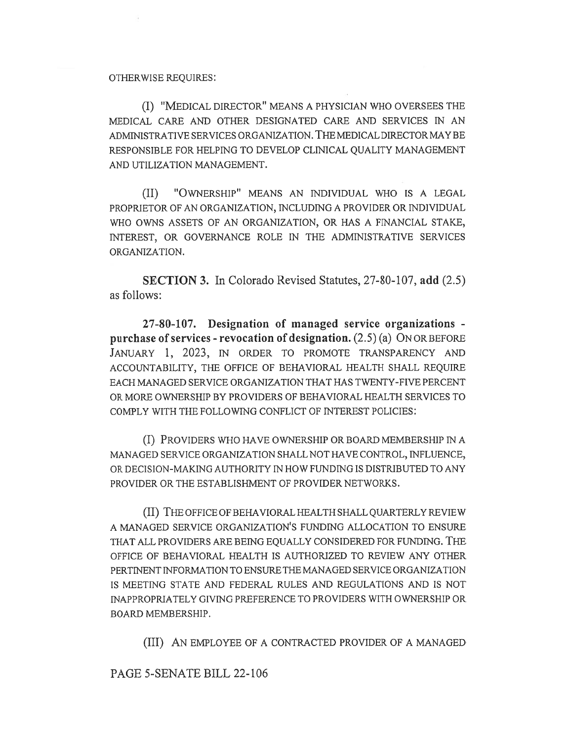OTHERWISE REQUIRES:

(I) "MEDICAL DIRECTOR" MEANS A PHYSICIAN WHO OVERSEES THE MEDICAL CARE AND OTHER DESIGNATED CARE AND SERVICES IN AN ADMINISTRATIVE SERVICES ORGANIZATION. THE MEDICAL DIRECTOR MAY BE RESPONSIBLE FOR HELPING TO DEVELOP CLINICAL QUALITY MANAGEMENT AND UTILIZATION MANAGEMENT.

(II) "OWNERSHIP" MEANS AN INDIVIDUAL WHO IS A LEGAL PROPRIETOR OF AN ORGANIZATION, INCLUDING A PROVIDER OR INDIVIDUAL WHO OWNS ASSETS OF AN ORGANIZATION, OR HAS A FINANCIAL STAKE, INTEREST, OR GOVERNANCE ROLE IN THE ADMINISTRATIVE SERVICES ORGANIZATION.

**SECTION 3.** In Colorado Revised Statutes, 27-80-107, **add** (2.5) as follows:

**27-80-107. Designation of managed service organizations - purchase of services - revocation of designation.** (2.5) (a) ON OR BEFORE JANUARY 1, 2023, IN ORDER TO PROMOTE TRANSPARENCY AND ACCOUNTABILITY, THE OFFICE OF BEHAVIORAL HEALTH SHALL REQUIRE EACH MANAGED SERVICE ORGANIZATION THAT HAS TWENTY-FIVE PERCENT OR MORE OWNERSHIP BY PROVIDERS OF BEHAVIORAL HEALTH SERVICES TO COMPLY WITH THE FOLLOWING CONFLICT OF INTEREST POLICIES:

(I) PROVIDERS WHO HAVE OWNERSHIP OR BOARD MEMBERSHIP IN A MANAGED SERVICE ORGANIZATION SHALL NOT HAVE CONTROL, INFLUENCE, OR DECISION-MAKING AUTHORITY IN HOW FUNDING IS DISTRIBUTED TO ANY PROVIDER OR THE ESTABLISHMENT OF PROVIDER NETWORKS.

(II) THE OFFICE OF BEHAVIORAL HEALTH SHALL QUARTERLY REVIEW A MANAGED SERVICE ORGANIZATION'S FUNDING ALLOCATION TO ENSURE THAT ALL PROVIDERS ARE BEING EQUALLY CONSIDERED FOR FUNDING. THE OFFICE OF BEHAVIORAL HEALTH IS AUTHORIZED TO REVIEW ANY OTHER PERTINENT INFORMATION TO ENSURE THE MANAGED SERVICE ORGANIZATION IS MEETING STATE AND FEDERAL RULES AND REGULATIONS AND IS NOT INAPPROPRIATELY GIVING PREFERENCE TO PROVIDERS WITH OWNERSHIP OR BOARD MEMBERSHIP.

(III) AN EMPLOYEE OF A CONTRACTED PROVIDER OF A MANAGED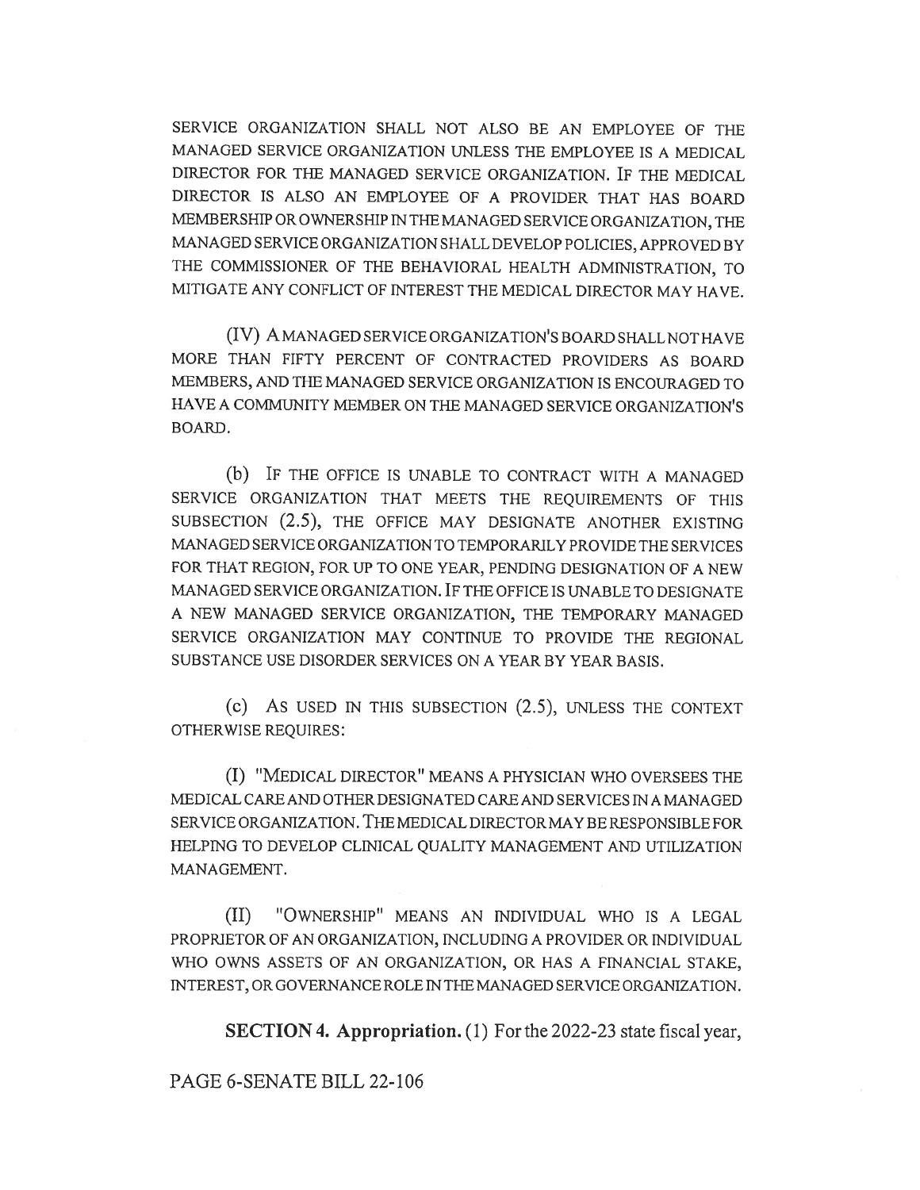SERVICE ORGANIZATION SHALL NOT ALSO BE AN EMPLOYEE OF THE MANAGED SERVICE ORGANIZATION UNLESS THE EMPLOYEE IS A MEDICAL DIRECTOR FOR THE MANAGED SERVICE ORGANIZATION. IF THE MEDICAL DIRECTOR IS ALSO AN EMPLOYEE OF A PROVIDER THAT HAS BOARD MEMBERSHIP OR OWNERSHIP IN THE MANAGED SERVICE ORGANIZATION, THE MANAGED SERVICE ORGANIZATION SHALL DEVELOP POLICIES, APPROVED BY THE COMMISSIONER OF THE BEHAVIORAL HEALTH ADMINISTRATION, TO MITIGATE ANY CONFLICT OF INTEREST THE MEDICAL DIRECTOR MAY HAVE.

(IV) A MANAGED SERVICE ORGANIZATION'S BOARD SHALL NOT HAVE MORE THAN FIFTY PERCENT OF CONTRACTED PROVIDERS AS BOARD MEMBERS, AND THE MANAGED SERVICE ORGANIZATION IS ENCOURAGED TO HAVE A COMMUNITY MEMBER ON THE MANAGED SERVICE ORGANIZATION'S BOARD.

(b) IF THE OFFICE IS UNABLE TO CONTRACT WITH A MANAGED SERVICE ORGANIZATION THAT MEETS THE REQUIREMENTS OF THIS SUBSECTION (2.5), THE OFFICE MAY DESIGNATE ANOTHER EXISTING MANAGED SERVICE ORGANIZATION TO TEMPORARILY PROVIDE THE SERVICES FOR THAT REGION, FOR UP TO ONE YEAR, PENDING DESIGNATION OF A NEW MANAGED SERVICE ORGANIZATION. IF THE OFFICE IS UNABLE TO DESIGNATE A NEW MANAGED SERVICE ORGANIZATION, THE TEMPORARY MANAGED SERVICE ORGANIZATION MAY CONTINUE TO PROVIDE THE REGIONAL SUBSTANCE USE DISORDER SERVICES ON A YEAR BY YEAR BASIS.

(c) AS USED IN THIS SUBSECTION (2.5), UNLESS THE CONTEXT OTHERWISE REQUIRES:

(I) "MEDICAL DIRECTOR" MEANS A PHYSICIAN WHO OVERSEES THE MEDICAL CARE AND OTHER DESIGNATED CARE AND SERVICES IN A MANAGED SERVICE ORGANIZATION. THE MEDICAL DIRECTOR MAY BE RESPONSIBLE FOR HELPING TO DEVELOP CLINICAL QUALITY MANAGEMENT AND UTILIZATION MANAGEMENT.

(II) "OWNERSHIP" MEANS AN INDIVIDUAL WHO IS A LEGAL PROPRIETOR OF AN ORGANIZATION, INCLUDING A PROVIDER OR INDIVIDUAL WHO OWNS ASSETS OF AN ORGANIZATION, OR HAS A FINANCIAL STAKE, INTEREST, OR GOVERNANCE ROLE IN THE MANAGED SERVICE ORGANIZATION.

**SECTION 4. Appropriation.** (1) For the 2022-23 state fiscal year,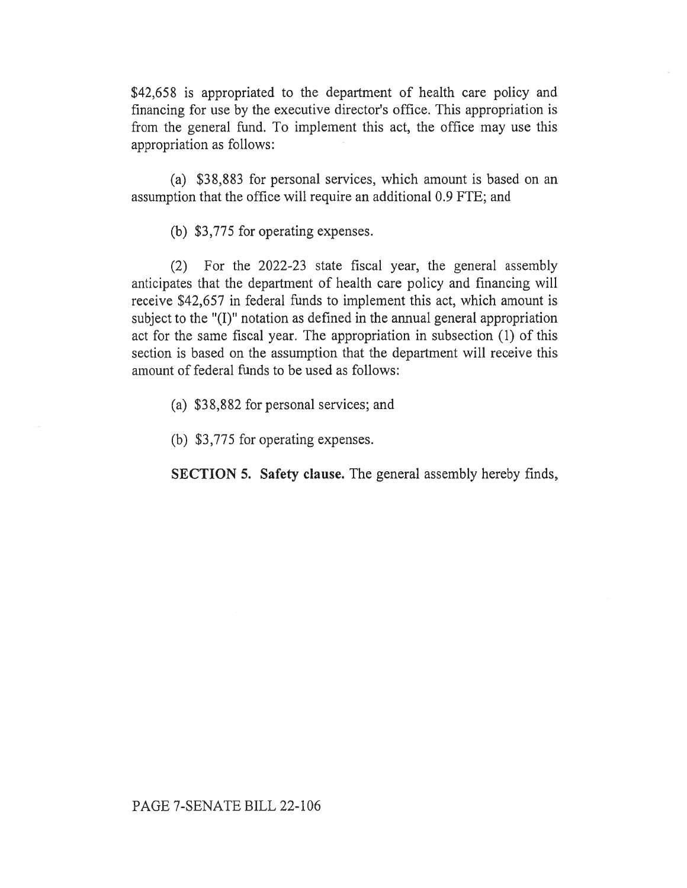$42,658 is appropriated to the department of health care policy and financing for use by the executive director's office. This appropriation is from the general fund. To implement this act, the office may use this appropriation as follows:

(a) $38,883 for personal services, which amount is based on an assumption that the office will require an additional 0.9 FTE; and

(b) $3,775 for operating expenses.

(2) For the 2022-23 state fiscal year, the general assembly anticipates that the department of health care policy and financing will receive $42,657 in federal funds to implement this act, which amount is subject to the "(I)" notation as defined in the annual general appropriation act for the same fiscal year. The appropriation in subsection (1) of this section is based on the assumption that the department will receive this amount of federal funds to be used as follows:

(a) $38,882 for personal services; and

(b) $3,775 for operating expenses.

**SECTION 5. Safety clause.** The general assembly hereby finds,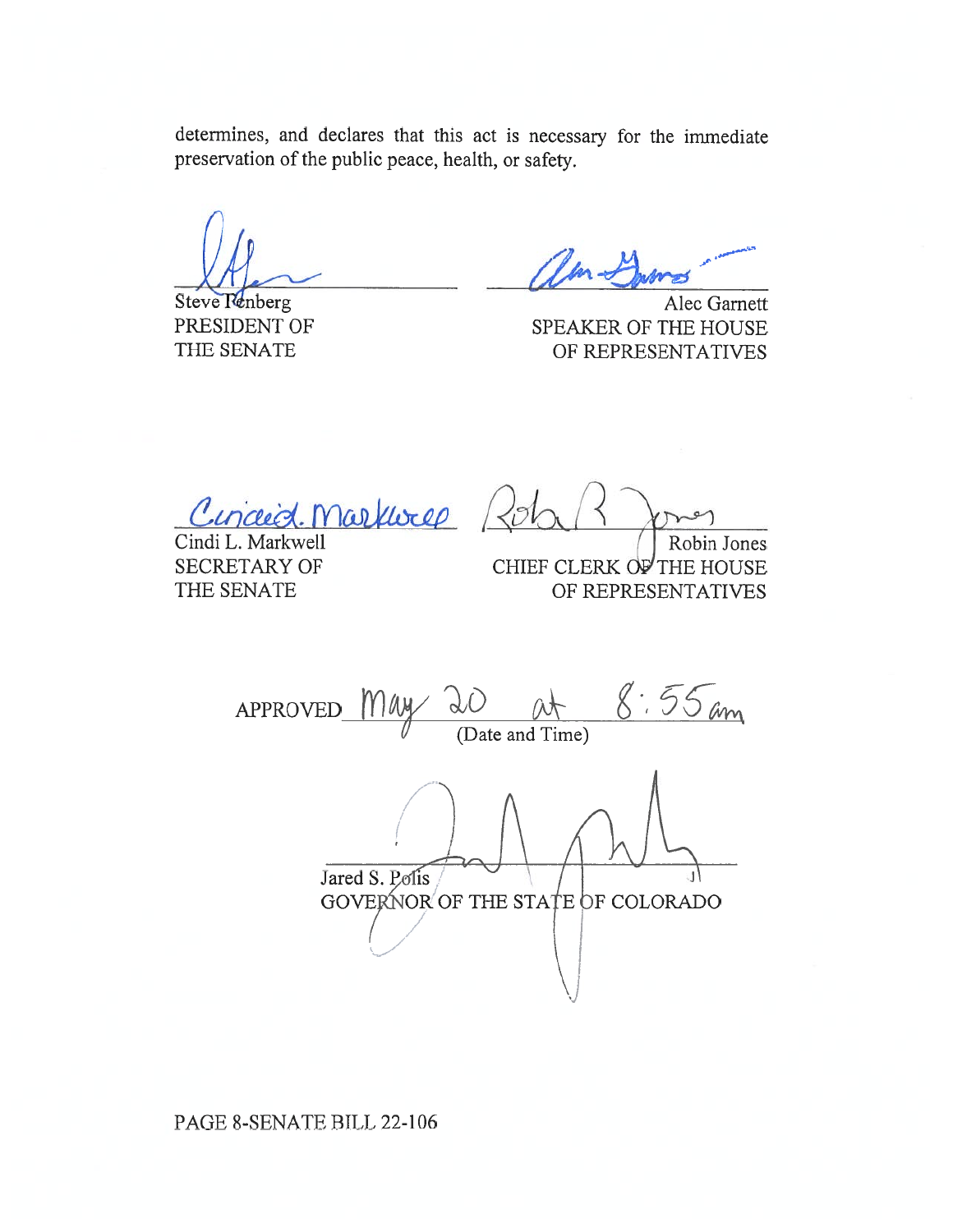determines, and declares that this act is necessary for the immediate preservation of the public peace, health, or safety.

Steve Fenberg
PRESIDENT OF
THE SENATE

Alec Garnett
SPEAKER OF THE HOUSE
OF REPRESENTATIVES

Cindi L. Markwell
SECRETARY OF
THE SENATE

Robin Jones
CHIEF CLERK OF THE HOUSE
OF REPRESENTATIVES

APPROVED May 20 at 8:55 am
(Date and Time)

Jared S. Polis
GOVERNOR OF THE STATE OF COLORADO

PAGE 8-SENATE BILL 22-106